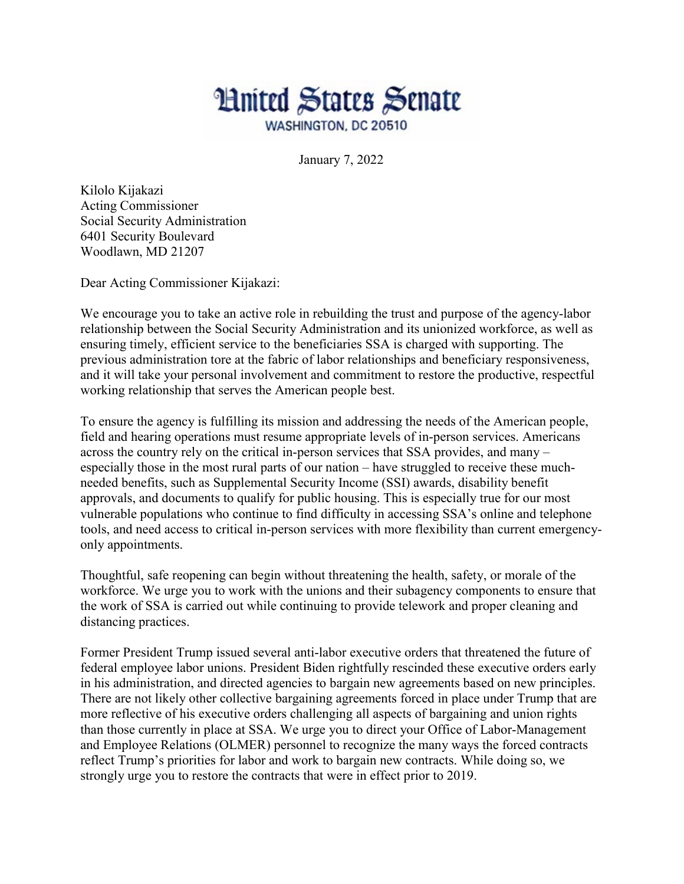# United States Senate

WASHINGTON, DC 20510

January 7, 2022

Kilolo Kijakazi
Acting Commissioner
Social Security Administration
6401 Security Boulevard
Woodlawn, MD 21207

Dear Acting Commissioner Kijakazi:

We encourage you to take an active role in rebuilding the trust and purpose of the agency-labor relationship between the Social Security Administration and its unionized workforce, as well as ensuring timely, efficient service to the beneficiaries SSA is charged with supporting. The previous administration tore at the fabric of labor relationships and beneficiary responsiveness, and it will take your personal involvement and commitment to restore the productive, respectful working relationship that serves the American people best.

To ensure the agency is fulfilling its mission and addressing the needs of the American people, field and hearing operations must resume appropriate levels of in-person services. Americans across the country rely on the critical in-person services that SSA provides, and many – especially those in the most rural parts of our nation – have struggled to receive these much-needed benefits, such as Supplemental Security Income (SSI) awards, disability benefit approvals, and documents to qualify for public housing. This is especially true for our most vulnerable populations who continue to find difficulty in accessing SSA's online and telephone tools, and need access to critical in-person services with more flexibility than current emergency-only appointments.

Thoughtful, safe reopening can begin without threatening the health, safety, or morale of the workforce. We urge you to work with the unions and their subagency components to ensure that the work of SSA is carried out while continuing to provide telework and proper cleaning and distancing practices.

Former President Trump issued several anti-labor executive orders that threatened the future of federal employee labor unions. President Biden rightfully rescinded these executive orders early in his administration, and directed agencies to bargain new agreements based on new principles. There are not likely other collective bargaining agreements forced in place under Trump that are more reflective of his executive orders challenging all aspects of bargaining and union rights than those currently in place at SSA. We urge you to direct your Office of Labor-Management and Employee Relations (OLMER) personnel to recognize the many ways the forced contracts reflect Trump's priorities for labor and work to bargain new contracts. While doing so, we strongly urge you to restore the contracts that were in effect prior to 2019.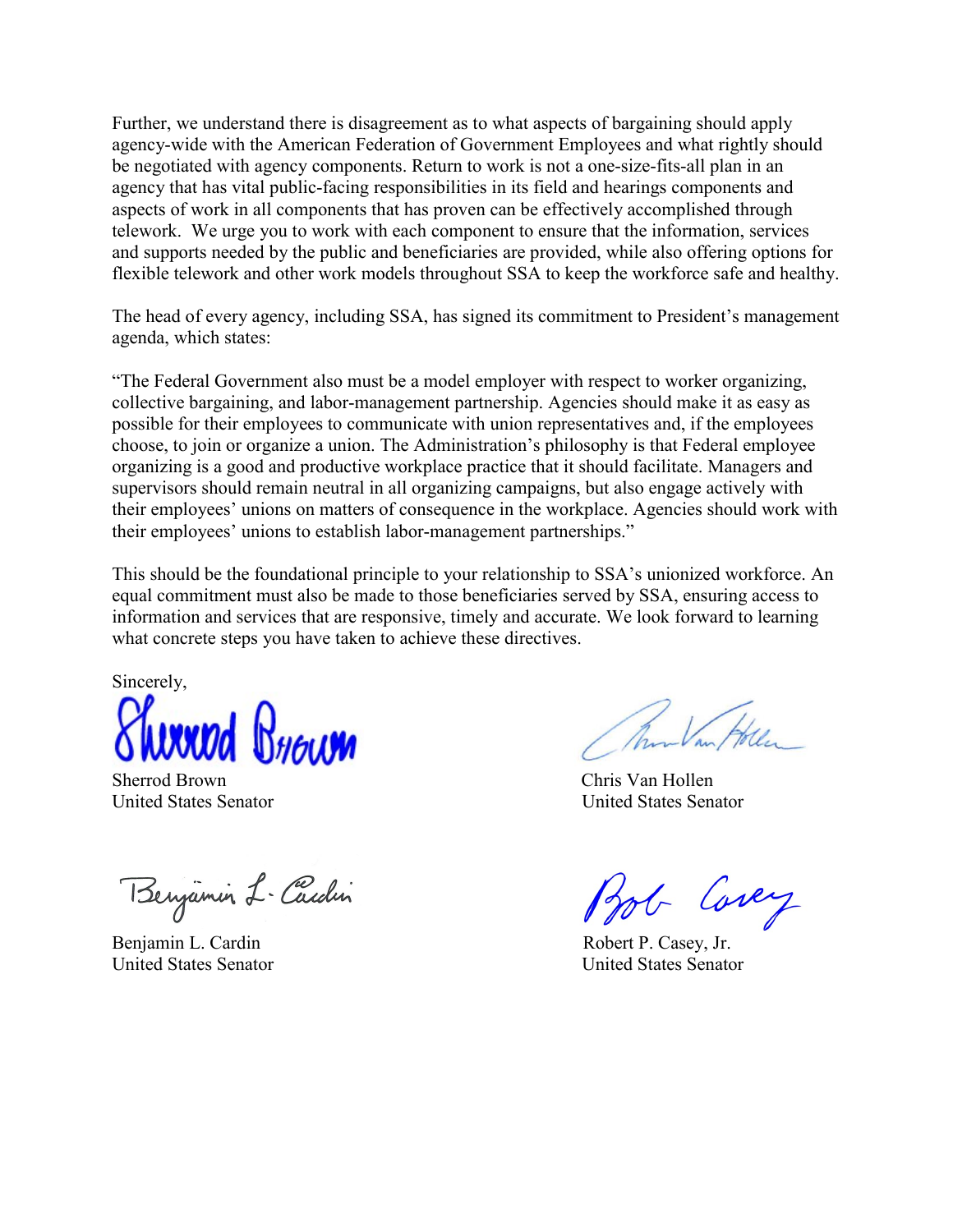Further, we understand there is disagreement as to what aspects of bargaining should apply agency-wide with the American Federation of Government Employees and what rightly should be negotiated with agency components. Return to work is not a one-size-fits-all plan in an agency that has vital public-facing responsibilities in its field and hearings components and aspects of work in all components that has proven can be effectively accomplished through telework. We urge you to work with each component to ensure that the information, services and supports needed by the public and beneficiaries are provided, while also offering options for flexible telework and other work models throughout SSA to keep the workforce safe and healthy.

The head of every agency, including SSA, has signed its commitment to President's management agenda, which states:

"The Federal Government also must be a model employer with respect to worker organizing, collective bargaining, and labor-management partnership. Agencies should make it as easy as possible for their employees to communicate with union representatives and, if the employees choose, to join or organize a union. The Administration's philosophy is that Federal employee organizing is a good and productive workplace practice that it should facilitate. Managers and supervisors should remain neutral in all organizing campaigns, but also engage actively with their employees' unions on matters of consequence in the workplace. Agencies should work with their employees' unions to establish labor-management partnerships."

This should be the foundational principle to your relationship to SSA's unionized workforce. An equal commitment must also be made to those beneficiaries served by SSA, ensuring access to information and services that are responsive, timely and accurate. We look forward to learning what concrete steps you have taken to achieve these directives.

Sincerely,

Sherrod Brown
United States Senator

Chris Van Hollen
United States Senator

Benjamin L. Cardin
United States Senator

Robert P. Casey, Jr.
United States Senator